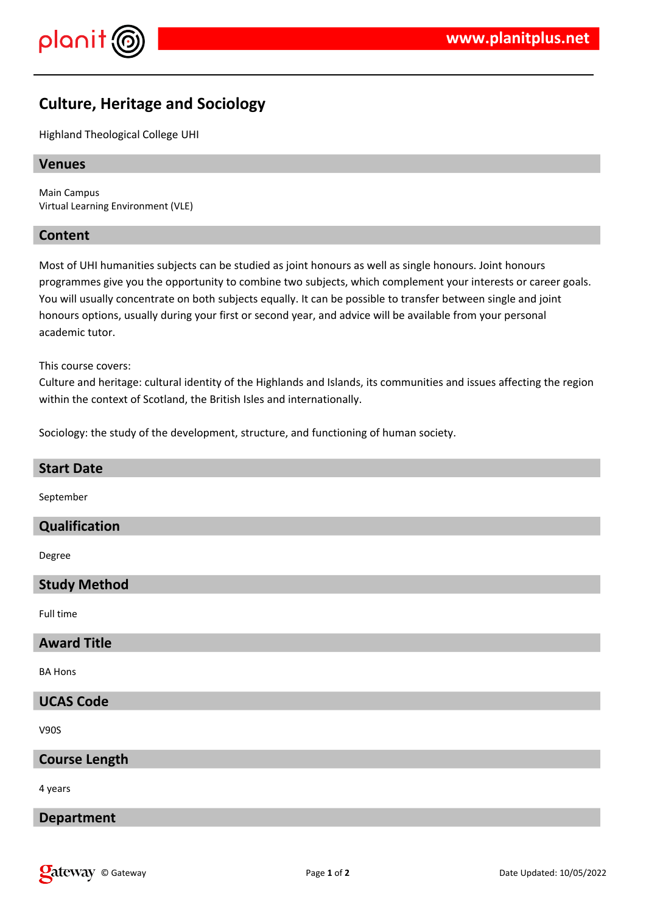# Culture, Heritage and Sociology

Highland Theological College UHI

## Venues

Main Campus
Virtual Learning Environment (VLE)

## Content

Most of UHI humanities subjects can be studied as joint honours as well as single honours. Joint honours programmes give you the opportunity to combine two subjects, which complement your interests or career goals. You will usually concentrate on both subjects equally. It can be possible to transfer between single and joint honours options, usually during your first or second year, and advice will be available from your personal academic tutor.

This course covers:
Culture and heritage: cultural identity of the Highlands and Islands, its communities and issues affecting the region within the context of Scotland, the British Isles and internationally.

Sociology: the study of the development, structure, and functioning of human society.

## Start Date

September

## Qualification

Degree

## Study Method

Full time

## Award Title

BA Hons

## UCAS Code

V90S

## Course Length

4 years

## Department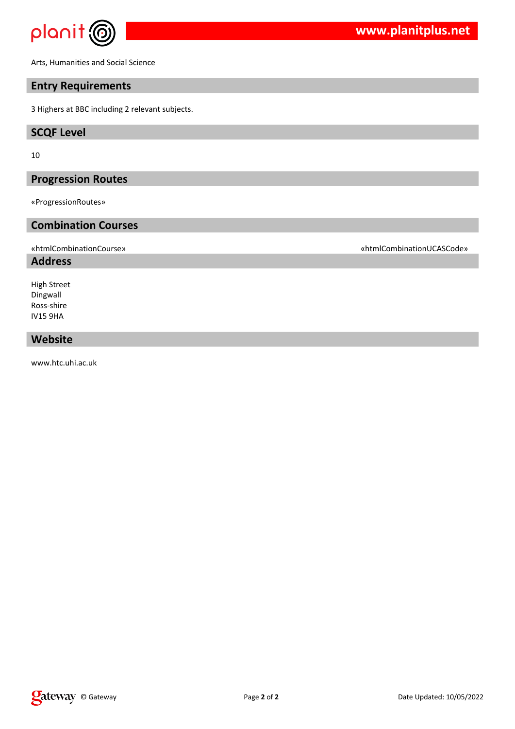Arts, Humanities and Social Science

## Entry Requirements

3 Highers at BBC including 2 relevant subjects.

## SCQF Level

10

## Progression Routes

«ProgressionRoutes»

## Combination Courses

«htmlCombinationCourse» «htmlCombinationUCASCode»

## Address

High Street
Dingwall
Ross-shire
IV15 9HA

## Website

www.htc.uhi.ac.uk